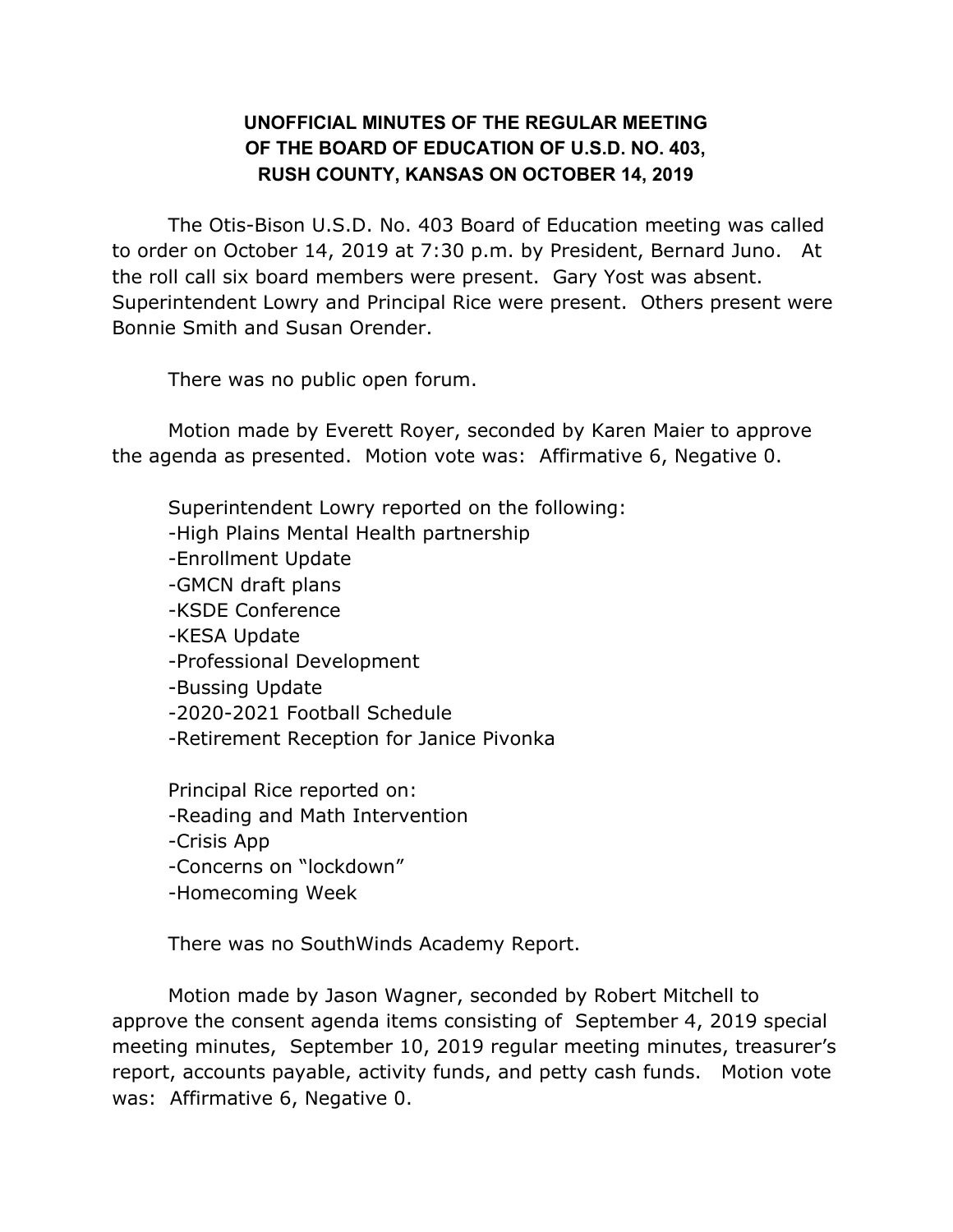**UNOFFICIAL MINUTES OF THE REGULAR MEETING OF THE BOARD OF EDUCATION OF U.S.D. NO. 403, RUSH COUNTY, KANSAS ON OCTOBER 14, 2019**

The Otis-Bison U.S.D. No. 403 Board of Education meeting was called to order on October 14, 2019 at 7:30 p.m. by President, Bernard Juno. At the roll call six board members were present. Gary Yost was absent. Superintendent Lowry and Principal Rice were present. Others present were Bonnie Smith and Susan Orender.

There was no public open forum.

Motion made by Everett Royer, seconded by Karen Maier to approve the agenda as presented. Motion vote was: Affirmative 6, Negative 0.

Superintendent Lowry reported on the following:
- High Plains Mental Health partnership
- Enrollment Update
- GMCN draft plans
- KSDE Conference
- KESA Update
- Professional Development
- Bussing Update
- 2020-2021 Football Schedule
- Retirement Reception for Janice Pivonka

Principal Rice reported on:
- Reading and Math Intervention
- Crisis App
- Concerns on "lockdown"
- Homecoming Week

There was no SouthWinds Academy Report.

Motion made by Jason Wagner, seconded by Robert Mitchell to approve the consent agenda items consisting of September 4, 2019 special meeting minutes, September 10, 2019 regular meeting minutes, treasurer's report, accounts payable, activity funds, and petty cash funds. Motion vote was: Affirmative 6, Negative 0.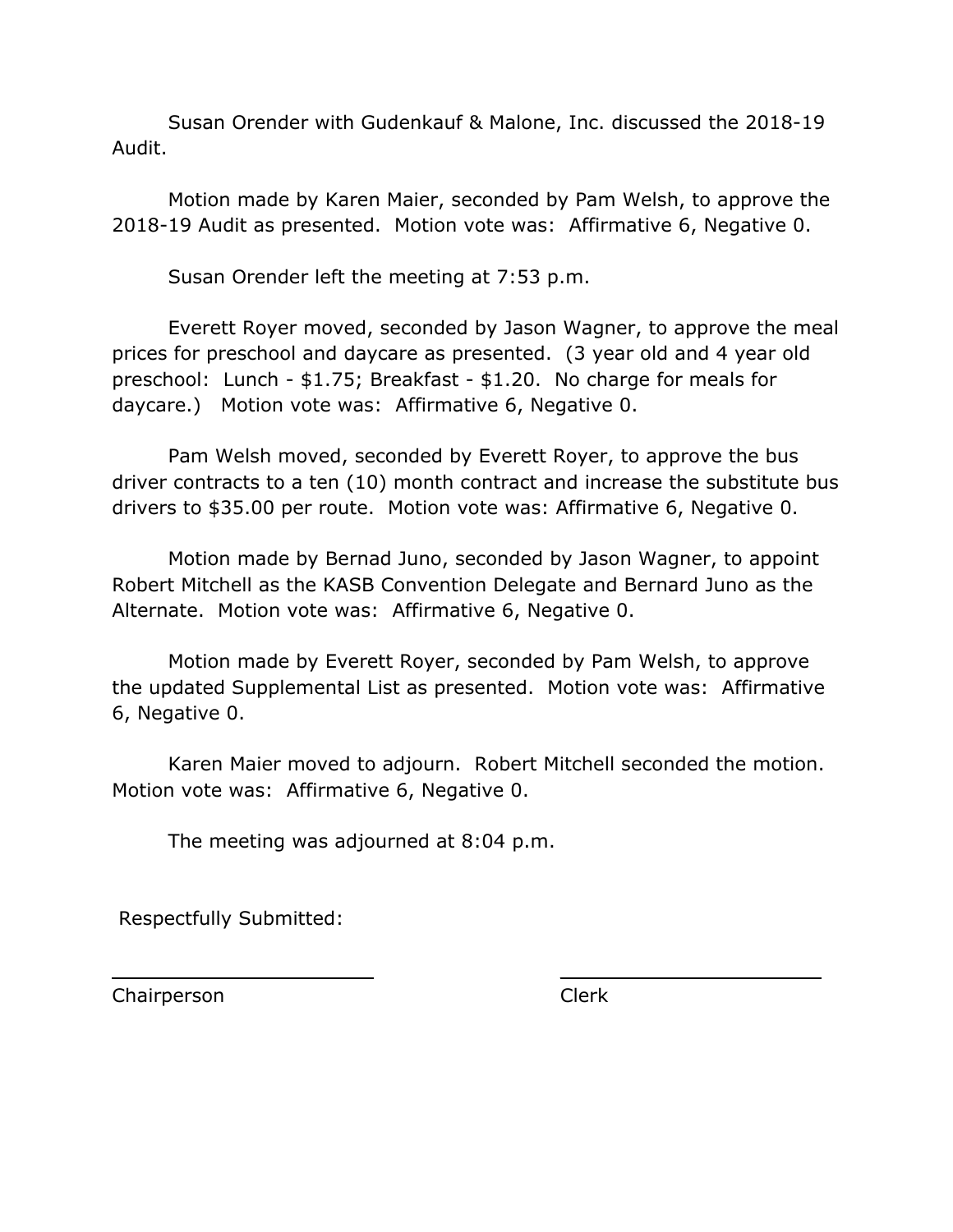Susan Orender with Gudenkauf & Malone, Inc. discussed the 2018-19 Audit.

Motion made by Karen Maier, seconded by Pam Welsh, to approve the 2018-19 Audit as presented. Motion vote was: Affirmative 6, Negative 0.

Susan Orender left the meeting at 7:53 p.m.

Everett Royer moved, seconded by Jason Wagner, to approve the meal prices for preschool and daycare as presented. (3 year old and 4 year old preschool: Lunch - $1.75; Breakfast - $1.20. No charge for meals for daycare.) Motion vote was: Affirmative 6, Negative 0.

Pam Welsh moved, seconded by Everett Royer, to approve the bus driver contracts to a ten (10) month contract and increase the substitute bus drivers to $35.00 per route. Motion vote was: Affirmative 6, Negative 0.

Motion made by Bernad Juno, seconded by Jason Wagner, to appoint Robert Mitchell as the KASB Convention Delegate and Bernard Juno as the Alternate. Motion vote was: Affirmative 6, Negative 0.

Motion made by Everett Royer, seconded by Pam Welsh, to approve the updated Supplemental List as presented. Motion vote was: Affirmative 6, Negative 0.

Karen Maier moved to adjourn. Robert Mitchell seconded the motion. Motion vote was: Affirmative 6, Negative 0.

The meeting was adjourned at 8:04 p.m.

Respectfully Submitted:

\_\_\_\_\_\_\_\_\_\_\_\_\_\_\_\_\_\_\_\_\_\_\_\_ \_\_\_\_\_\_\_\_\_\_\_\_\_\_\_\_\_\_\_\_\_\_\_\_

Chairperson Clerk